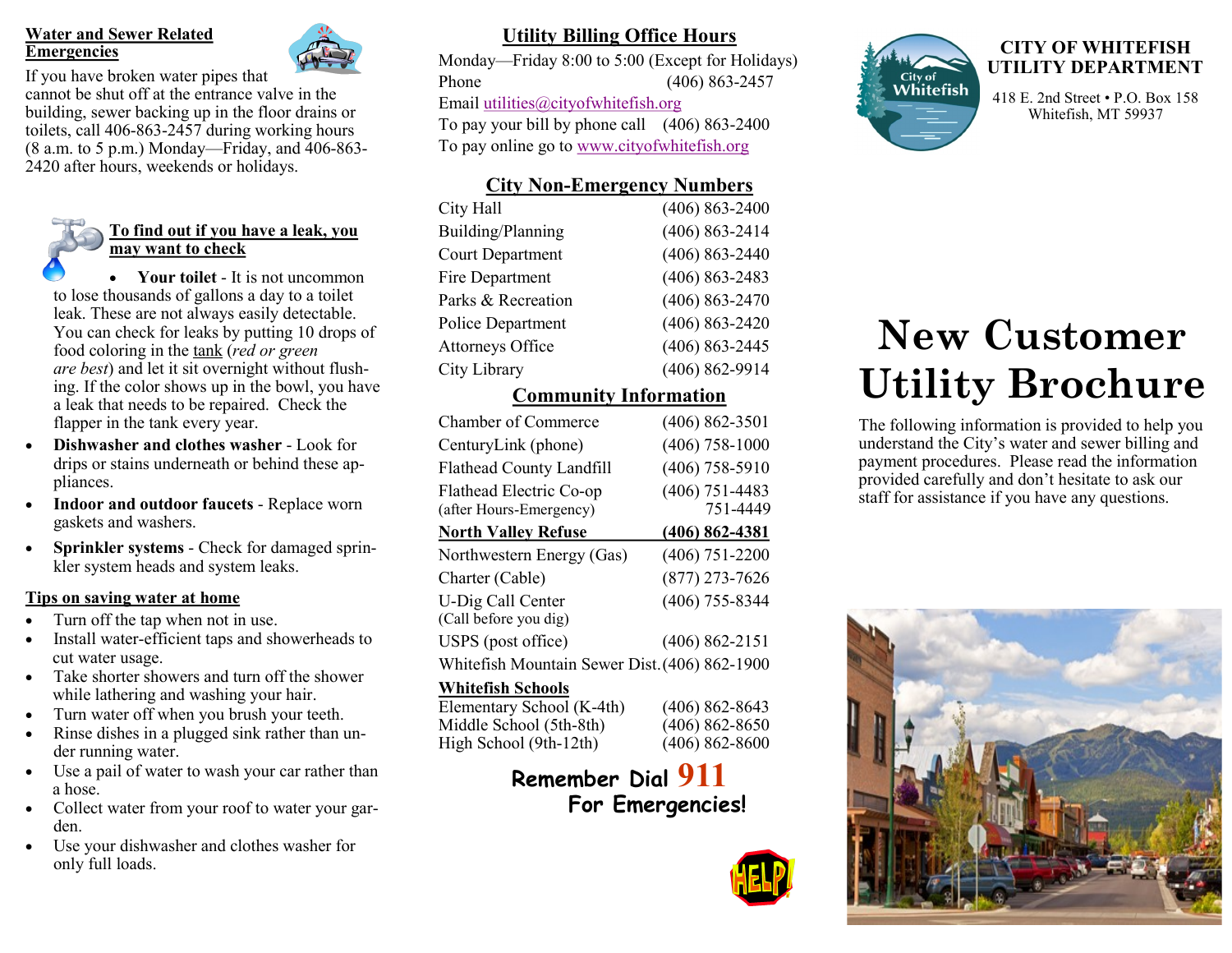## Water and Sewer Related Emergencies

If you have broken water pipes that cannot be shut off at the entrance valve in the building, sewer backing up in the floor drains or toilets, call 406-863-2457 during working hours (8 a.m. to 5 p.m.) Monday—Friday, and 406-863-2420 after hours, weekends or holidays.

## To find out if you have a leak, you may want to check

- **Your toilet** - It is not uncommon to lose thousands of gallons a day to a toilet leak. These are not always easily detectable. You can check for leaks by putting 10 drops of food coloring in the tank (*red or green are best*) and let it sit overnight without flushing. If the color shows up in the bowl, you have a leak that needs to be repaired. Check the flapper in the tank every year.
- **Dishwasher and clothes washer** - Look for drips or stains underneath or behind these appliances.
- **Indoor and outdoor faucets** - Replace worn gaskets and washers.
- **Sprinkler systems** - Check for damaged sprinkler system heads and system leaks.

## Tips on saving water at home

- Turn off the tap when not in use.
- Install water-efficient taps and showerheads to cut water usage.
- Take shorter showers and turn off the shower while lathering and washing your hair.
- Turn water off when you brush your teeth.
- Rinse dishes in a plugged sink rather than under running water.
- Use a pail of water to wash your car rather than a hose.
- Collect water from your roof to water your garden.
- Use your dishwasher and clothes washer for only full loads.

## Utility Billing Office Hours

Monday—Friday 8:00 to 5:00 (Except for Holidays)
Phone (406) 863-2457
Email utilities@cityofwhitefish.org
To pay your bill by phone call (406) 863-2400
To pay online go to www.cityofwhitefish.org

## City Non-Emergency Numbers

| | |
|---|---|
| City Hall | (406) 863-2400 |
| Building/Planning | (406) 863-2414 |
| Court Department | (406) 863-2440 |
| Fire Department | (406) 863-2483 |
| Parks & Recreation | (406) 863-2470 |
| Police Department | (406) 863-2420 |
| Attorneys Office | (406) 863-2445 |
| City Library | (406) 862-9914 |

## Community Information

| | |
|---|---|
| Chamber of Commerce | (406) 862-3501 |
| CenturyLink (phone) | (406) 758-1000 |
| Flathead County Landfill | (406) 758-5910 |
| Flathead Electric Co-op (after Hours-Emergency) | (406) 751-4483 751-4449 |
| **North Valley Refuse** | **(406) 862-4381** |
| Northwestern Energy (Gas) | (406) 751-2200 |
| Charter (Cable) | (877) 273-7626 |
| U-Dig Call Center (Call before you dig) | (406) 755-8344 |
| USPS (post office) | (406) 862-2151 |
| Whitefish Mountain Sewer Dist. | (406) 862-1900 |

**Whitefish Schools**

| | |
|---|---|
| Elementary School (K-4th) | (406) 862-8643 |
| Middle School (5th-8th) | (406) 862-8650 |
| High School (9th-12th) | (406) 862-8600 |

**Remember Dial 911 For Emergencies!**

## CITY OF WHITEFISH UTILITY DEPARTMENT

418 E. 2nd Street • P.O. Box 158
Whitefish, MT 59937

# New Customer Utility Brochure

The following information is provided to help you understand the City's water and sewer billing and payment procedures. Please read the information provided carefully and don't hesitate to ask our staff for assistance if you have any questions.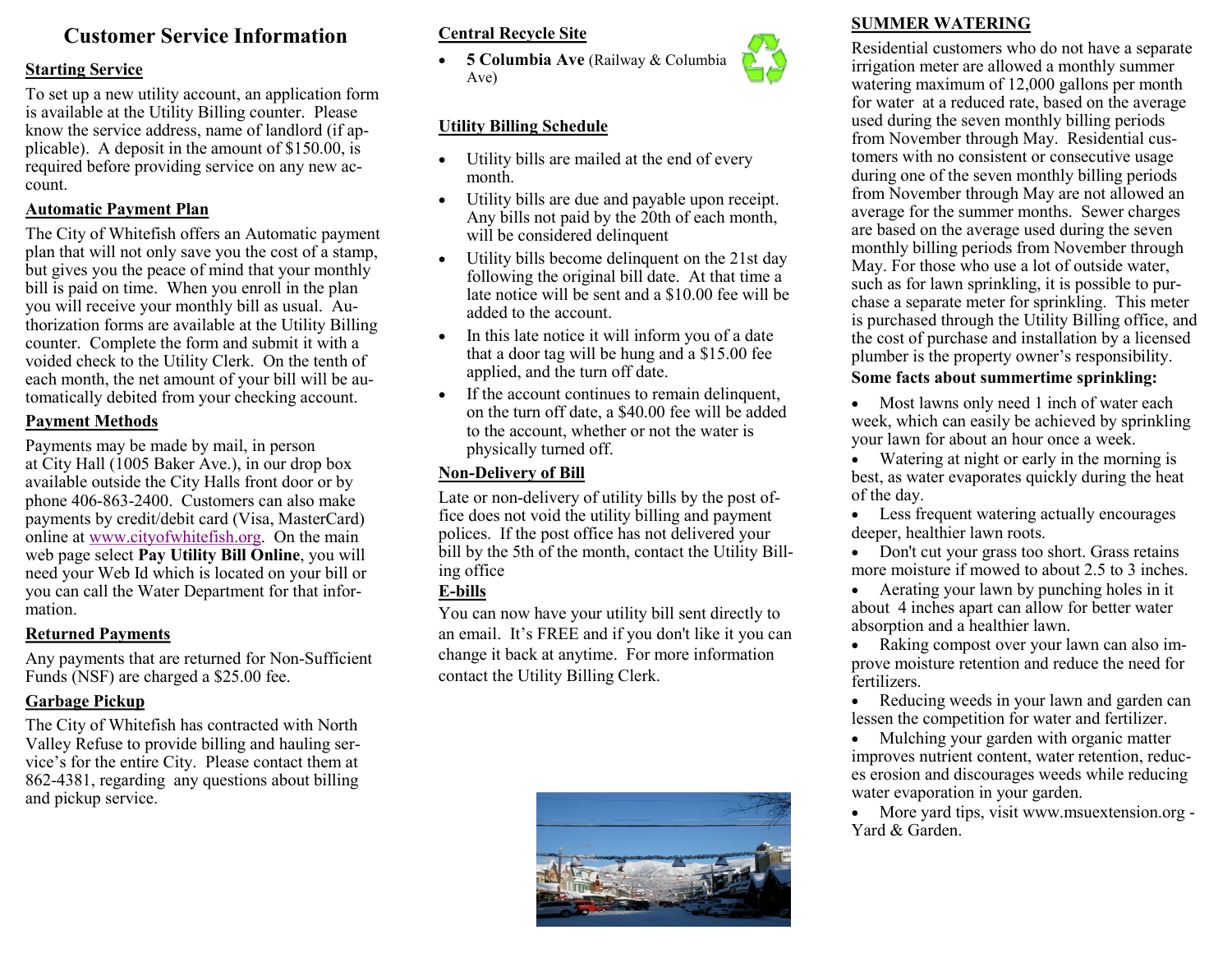# Customer Service Information

## Starting Service

To set up a new utility account, an application form is available at the Utility Billing counter. Please know the service address, name of landlord (if applicable). A deposit in the amount of $150.00, is required before providing service on any new account.

## Automatic Payment Plan

The City of Whitefish offers an Automatic payment plan that will not only save you the cost of a stamp, but gives you the peace of mind that your monthly bill is paid on time. When you enroll in the plan you will receive your monthly bill as usual. Authorization forms are available at the Utility Billing counter. Complete the form and submit it with a voided check to the Utility Clerk. On the tenth of each month, the net amount of your bill will be automatically debited from your checking account.

## Payment Methods

Payments may be made by mail, in person at City Hall (1005 Baker Ave.), in our drop box available outside the City Halls front door or by phone 406-863-2400. Customers can also make payments by credit/debit card (Visa, MasterCard) online at www.cityofwhitefish.org. On the main web page select **Pay Utility Bill Online**, you will need your Web Id which is located on your bill or you can call the Water Department for that information.

## Returned Payments

Any payments that are returned for Non-Sufficient Funds (NSF) are charged a $25.00 fee.

## Garbage Pickup

The City of Whitefish has contracted with North Valley Refuse to provide billing and hauling service's for the entire City. Please contact them at 862-4381, regarding any questions about billing and pickup service.

## Central Recycle Site

- **5 Columbia Ave** (Railway & Columbia Ave)

## Utility Billing Schedule

- Utility bills are mailed at the end of every month.
- Utility bills are due and payable upon receipt. Any bills not paid by the 20th of each month, will be considered delinquent
- Utility bills become delinquent on the 21st day following the original bill date. At that time a late notice will be sent and a $10.00 fee will be added to the account.
- In this late notice it will inform you of a date that a door tag will be hung and a $15.00 fee applied, and the turn off date.
- If the account continues to remain delinquent, on the turn off date, a $40.00 fee will be added to the account, whether or not the water is physically turned off.

## Non-Delivery of Bill

Late or non-delivery of utility bills by the post office does not void the utility billing and payment polices. If the post office has not delivered your bill by the 5th of the month, contact the Utility Billing office

## E-bills

You can now have your utility bill sent directly to an email. It's FREE and if you don't like it you can change it back at anytime. For more information contact the Utility Billing Clerk.

## SUMMER WATERING

Residential customers who do not have a separate irrigation meter are allowed a monthly summer watering maximum of 12,000 gallons per month for water at a reduced rate, based on the average used during the seven monthly billing periods from November through May. Residential customers with no consistent or consecutive usage during one of the seven monthly billing periods from November through May are not allowed an average for the summer months. Sewer charges are based on the average used during the seven monthly billing periods from November through May. For those who use a lot of outside water, such as for lawn sprinkling, it is possible to purchase a separate meter for sprinkling. This meter is purchased through the Utility Billing office, and the cost of purchase and installation by a licensed plumber is the property owner's responsibility.

**Some facts about summertime sprinkling:**

- Most lawns only need 1 inch of water each week, which can easily be achieved by sprinkling your lawn for about an hour once a week.
- Watering at night or early in the morning is best, as water evaporates quickly during the heat of the day.
- Less frequent watering actually encourages deeper, healthier lawn roots.
- Don't cut your grass too short. Grass retains more moisture if mowed to about 2.5 to 3 inches.
- Aerating your lawn by punching holes in it about 4 inches apart can allow for better water absorption and a healthier lawn.
- Raking compost over your lawn can also improve moisture retention and reduce the need for fertilizers.
- Reducing weeds in your lawn and garden can lessen the competition for water and fertilizer.
- Mulching your garden with organic matter improves nutrient content, water retention, reduces erosion and discourages weeds while reducing water evaporation in your garden.
- More yard tips, visit www.msuextension.org - Yard & Garden.